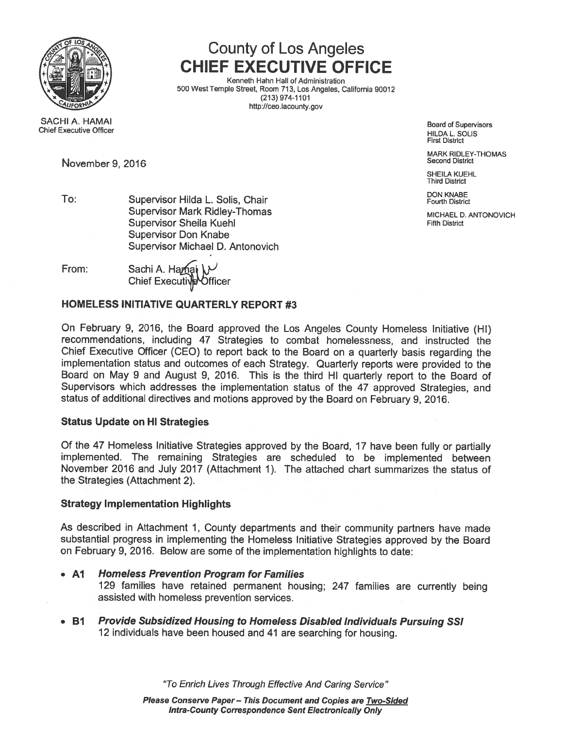# County of Los Angeles
## CHIEF EXECUTIVE OFFICE

Kenneth Hahn Hall of Administration
500 West Temple Street, Room 713, Los Angeles, California 90012
(213) 974-1101
http://ceo.lacounty.gov

SACHI A. HAMAI
Chief Executive Officer

Board of Supervisors
HILDA L. SOLIS
First District

MARK RIDLEY-THOMAS
Second District

SHEILA KUEHL
Third District

DON KNABE
Fourth District

MICHAEL D. ANTONOVICH
Fifth District

November 9, 2016

To: Supervisor Hilda L. Solis, Chair
Supervisor Mark Ridley-Thomas
Supervisor Sheila Kuehl
Supervisor Don Knabe
Supervisor Michael D. Antonovich

From: Sachi A. Hamai
Chief Executive Officer

### HOMELESS INITIATIVE QUARTERLY REPORT #3

On February 9, 2016, the Board approved the Los Angeles County Homeless Initiative (HI) recommendations, including 47 Strategies to combat homelessness, and instructed the Chief Executive Officer (CEO) to report back to the Board on a quarterly basis regarding the implementation status and outcomes of each Strategy. Quarterly reports were provided to the Board on May 9 and August 9, 2016. This is the third HI quarterly report to the Board of Supervisors which addresses the implementation status of the 47 approved Strategies, and status of additional directives and motions approved by the Board on February 9, 2016.

### Status Update on HI Strategies

Of the 47 Homeless Initiative Strategies approved by the Board, 17 have been fully or partially implemented. The remaining Strategies are scheduled to be implemented between November 2016 and July 2017 (Attachment 1). The attached chart summarizes the status of the Strategies (Attachment 2).

### Strategy Implementation Highlights

As described in Attachment 1, County departments and their community partners have made substantial progress in implementing the Homeless Initiative Strategies approved by the Board on February 9, 2016. Below are some of the implementation highlights to date:

- **A1** ***Homeless Prevention Program for Families***
  129 families have retained permanent housing; 247 families are currently being assisted with homeless prevention services.

- **B1** ***Provide Subsidized Housing to Homeless Disabled Individuals Pursuing SSI***
  12 individuals have been housed and 41 are searching for housing.

*"To Enrich Lives Through Effective And Caring Service"*

***Please Conserve Paper – This Document and Copies are Two-Sided***
***Intra-County Correspondence Sent Electronically Only***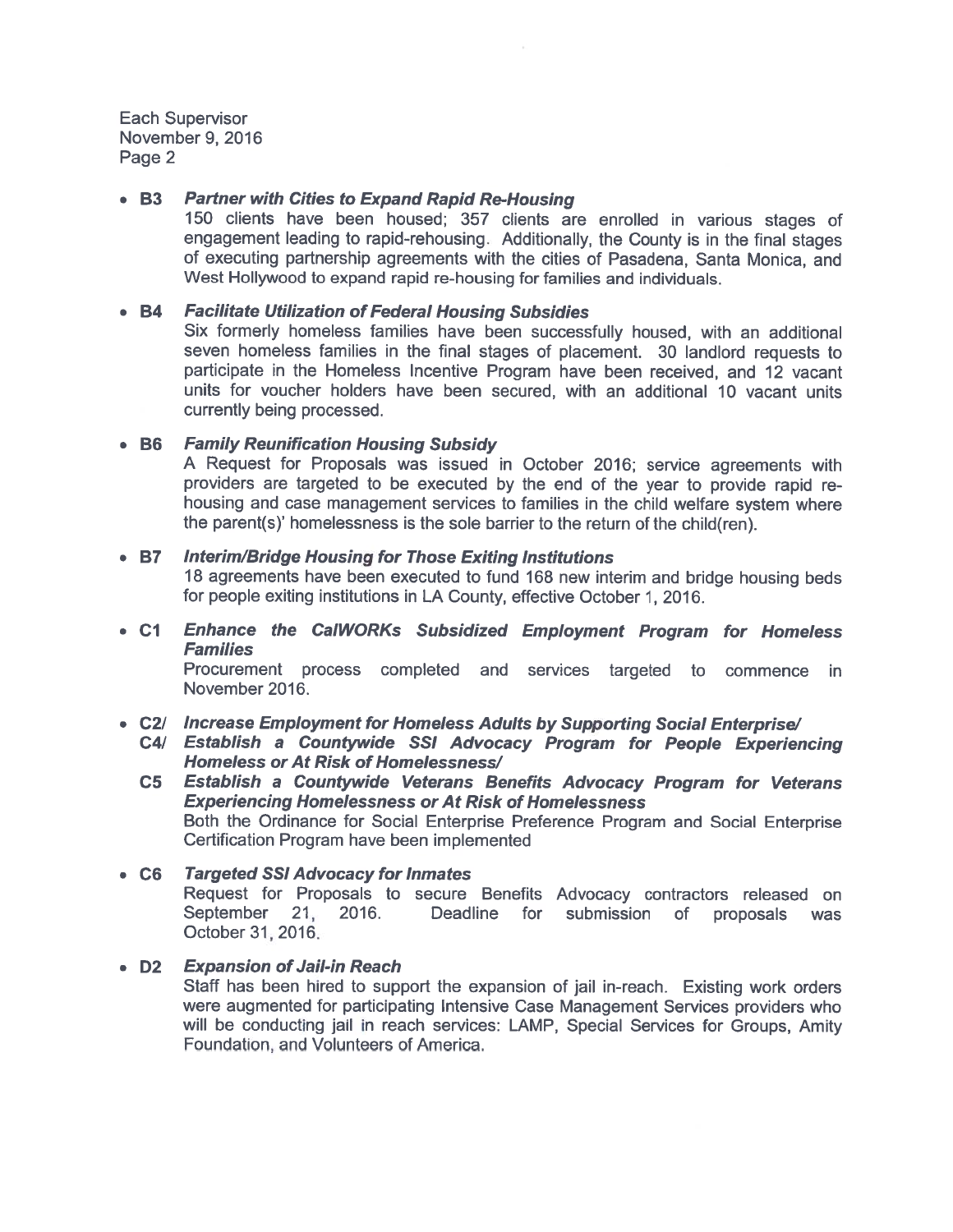- **B3** ***Partner with Cities to Expand Rapid Re-Housing***
  150 clients have been housed; 357 clients are enrolled in various stages of engagement leading to rapid-rehousing. Additionally, the County is in the final stages of executing partnership agreements with the cities of Pasadena, Santa Monica, and West Hollywood to expand rapid re-housing for families and individuals.

- **B4** ***Facilitate Utilization of Federal Housing Subsidies***
  Six formerly homeless families have been successfully housed, with an additional seven homeless families in the final stages of placement. 30 landlord requests to participate in the Homeless Incentive Program have been received, and 12 vacant units for voucher holders have been secured, with an additional 10 vacant units currently being processed.

- **B6** ***Family Reunification Housing Subsidy***
  A Request for Proposals was issued in October 2016; service agreements with providers are targeted to be executed by the end of the year to provide rapid re-housing and case management services to families in the child welfare system where the parent(s)' homelessness is the sole barrier to the return of the child(ren).

- **B7** ***Interim/Bridge Housing for Those Exiting Institutions***
  18 agreements have been executed to fund 168 new interim and bridge housing beds for people exiting institutions in LA County, effective October 1, 2016.

- **C1** ***Enhance the CalWORKs Subsidized Employment Program for Homeless Families***
  Procurement process completed and services targeted to commence in November 2016.

- **C2/** ***Increase Employment for Homeless Adults by Supporting Social Enterprise/***
  **C4/** ***Establish a Countywide SSI Advocacy Program for People Experiencing Homeless or At Risk of Homelessness/***
  **C5** ***Establish a Countywide Veterans Benefits Advocacy Program for Veterans Experiencing Homelessness or At Risk of Homelessness***
  Both the Ordinance for Social Enterprise Preference Program and Social Enterprise Certification Program have been implemented

- **C6** ***Targeted SSI Advocacy for Inmates***
  Request for Proposals to secure Benefits Advocacy contractors released on September 21, 2016. Deadline for submission of proposals was October 31, 2016.

- **D2** ***Expansion of Jail-in Reach***
  Staff has been hired to support the expansion of jail in-reach. Existing work orders were augmented for participating Intensive Case Management Services providers who will be conducting jail in reach services: LAMP, Special Services for Groups, Amity Foundation, and Volunteers of America.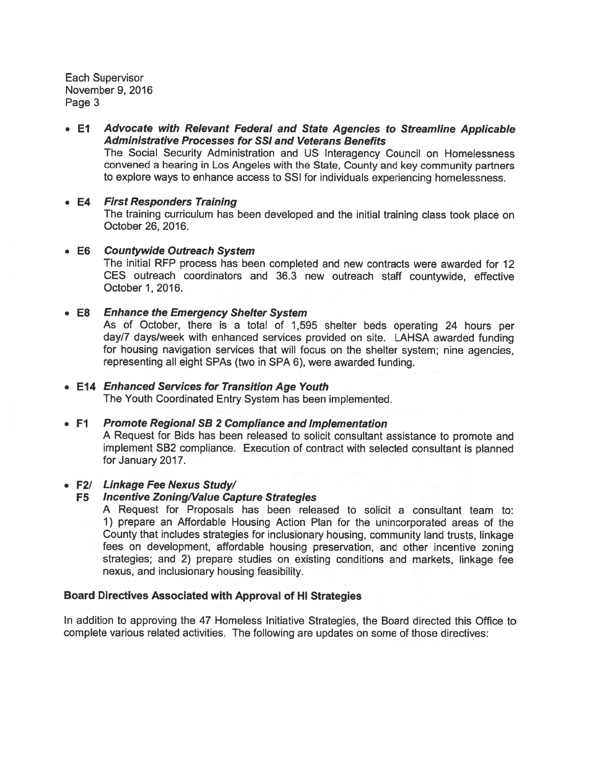- **E1** ***Advocate with Relevant Federal and State Agencies to Streamline Applicable Administrative Processes for SSI and Veterans Benefits***

  The Social Security Administration and US Interagency Council on Homelessness convened a hearing in Los Angeles with the State, County and key community partners to explore ways to enhance access to SSI for individuals experiencing homelessness.

- **E4** ***First Responders Training***

  The training curriculum has been developed and the initial training class took place on October 26, 2016.

- **E6** ***Countywide Outreach System***

  The initial RFP process has been completed and new contracts were awarded for 12 CES outreach coordinators and 36.3 new outreach staff countywide, effective October 1, 2016.

- **E8** ***Enhance the Emergency Shelter System***

  As of October, there is a total of 1,595 shelter beds operating 24 hours per day/7 days/week with enhanced services provided on site. LAHSA awarded funding for housing navigation services that will focus on the shelter system; nine agencies, representing all eight SPAs (two in SPA 6), were awarded funding.

- **E14** ***Enhanced Services for Transition Age Youth***

  The Youth Coordinated Entry System has been implemented.

- **F1** ***Promote Regional SB 2 Compliance and Implementation***

  A Request for Bids has been released to solicit consultant assistance to promote and implement SB2 compliance. Execution of contract with selected consultant is planned for January 2017.

- **F2/ F5** ***Linkage Fee Nexus Study/ Incentive Zoning/Value Capture Strategies***

  A Request for Proposals has been released to solicit a consultant team to: 1) prepare an Affordable Housing Action Plan for the unincorporated areas of the County that includes strategies for inclusionary housing, community land trusts, linkage fees on development, affordable housing preservation, and other incentive zoning strategies; and 2) prepare studies on existing conditions and markets, linkage fee nexus, and inclusionary housing feasibility.

**Board Directives Associated with Approval of HI Strategies**

In addition to approving the 47 Homeless Initiative Strategies, the Board directed this Office to complete various related activities. The following are updates on some of those directives: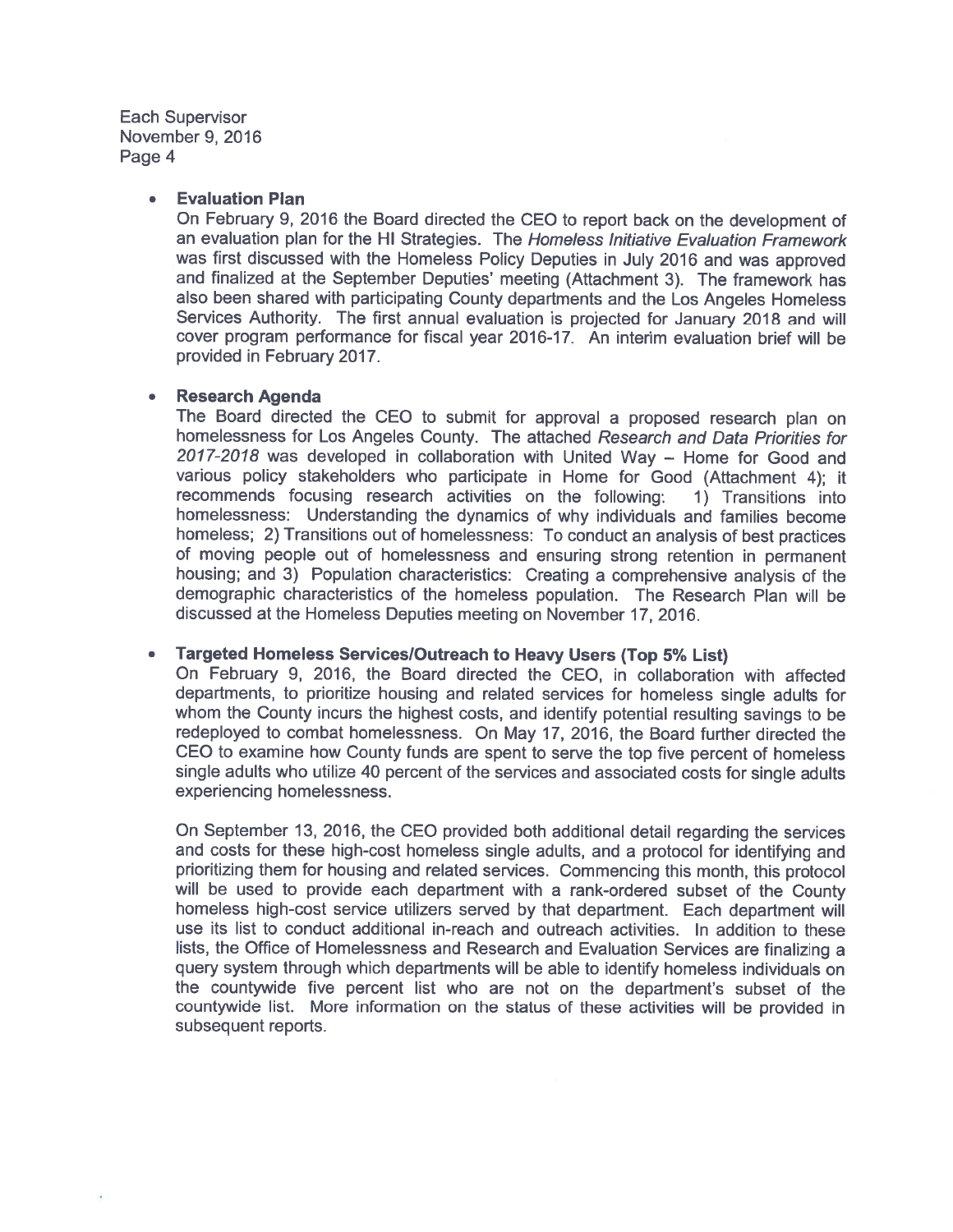- **Evaluation Plan**
  On February 9, 2016 the Board directed the CEO to report back on the development of an evaluation plan for the HI Strategies. The *Homeless Initiative Evaluation Framework* was first discussed with the Homeless Policy Deputies in July 2016 and was approved and finalized at the September Deputies' meeting (Attachment 3). The framework has also been shared with participating County departments and the Los Angeles Homeless Services Authority. The first annual evaluation is projected for January 2018 and will cover program performance for fiscal year 2016-17. An interim evaluation brief will be provided in February 2017.

- **Research Agenda**
  The Board directed the CEO to submit for approval a proposed research plan on homelessness for Los Angeles County. The attached *Research and Data Priorities for 2017-2018* was developed in collaboration with United Way – Home for Good and various policy stakeholders who participate in Home for Good (Attachment 4); it recommends focusing research activities on the following: 1) Transitions into homelessness: Understanding the dynamics of why individuals and families become homeless; 2) Transitions out of homelessness: To conduct an analysis of best practices of moving people out of homelessness and ensuring strong retention in permanent housing; and 3) Population characteristics: Creating a comprehensive analysis of the demographic characteristics of the homeless population. The Research Plan will be discussed at the Homeless Deputies meeting on November 17, 2016.

- **Targeted Homeless Services/Outreach to Heavy Users (Top 5% List)**
  On February 9, 2016, the Board directed the CEO, in collaboration with affected departments, to prioritize housing and related services for homeless single adults for whom the County incurs the highest costs, and identify potential resulting savings to be redeployed to combat homelessness. On May 17, 2016, the Board further directed the CEO to examine how County funds are spent to serve the top five percent of homeless single adults who utilize 40 percent of the services and associated costs for single adults experiencing homelessness.

  On September 13, 2016, the CEO provided both additional detail regarding the services and costs for these high-cost homeless single adults, and a protocol for identifying and prioritizing them for housing and related services. Commencing this month, this protocol will be used to provide each department with a rank-ordered subset of the County homeless high-cost service utilizers served by that department. Each department will use its list to conduct additional in-reach and outreach activities. In addition to these lists, the Office of Homelessness and Research and Evaluation Services are finalizing a query system through which departments will be able to identify homeless individuals on the countywide five percent list who are not on the department's subset of the countywide list. More information on the status of these activities will be provided in subsequent reports.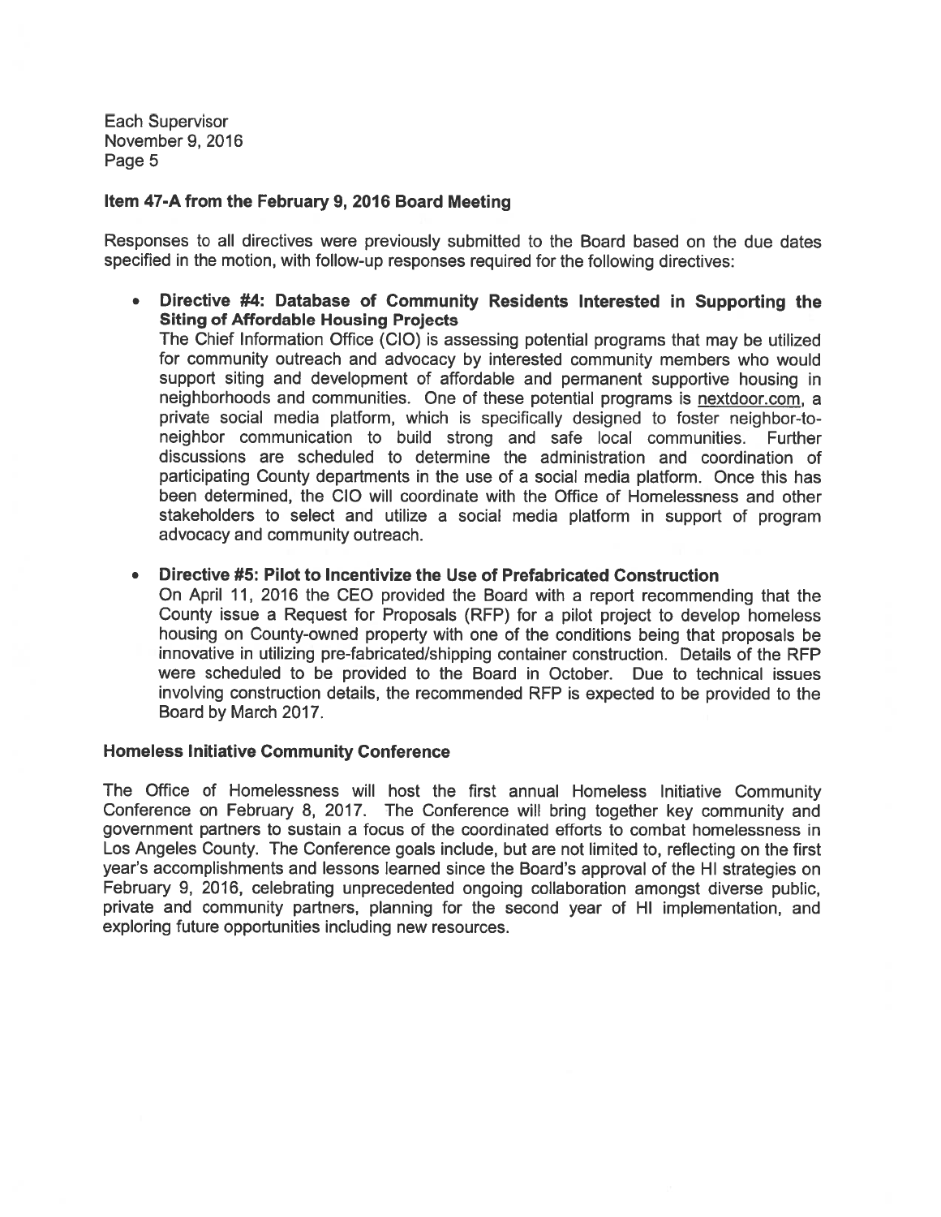**Item 47-A from the February 9, 2016 Board Meeting**

Responses to all directives were previously submitted to the Board based on the due dates specified in the motion, with follow-up responses required for the following directives:

- **Directive #4: Database of Community Residents Interested in Supporting the Siting of Affordable Housing Projects**
  The Chief Information Office (CIO) is assessing potential programs that may be utilized for community outreach and advocacy by interested community members who would support siting and development of affordable and permanent supportive housing in neighborhoods and communities. One of these potential programs is nextdoor.com, a private social media platform, which is specifically designed to foster neighbor-to-neighbor communication to build strong and safe local communities. Further discussions are scheduled to determine the administration and coordination of participating County departments in the use of a social media platform. Once this has been determined, the CIO will coordinate with the Office of Homelessness and other stakeholders to select and utilize a social media platform in support of program advocacy and community outreach.

- **Directive #5: Pilot to Incentivize the Use of Prefabricated Construction**
  On April 11, 2016 the CEO provided the Board with a report recommending that the County issue a Request for Proposals (RFP) for a pilot project to develop homeless housing on County-owned property with one of the conditions being that proposals be innovative in utilizing pre-fabricated/shipping container construction. Details of the RFP were scheduled to be provided to the Board in October. Due to technical issues involving construction details, the recommended RFP is expected to be provided to the Board by March 2017.

**Homeless Initiative Community Conference**

The Office of Homelessness will host the first annual Homeless Initiative Community Conference on February 8, 2017. The Conference will bring together key community and government partners to sustain a focus of the coordinated efforts to combat homelessness in Los Angeles County. The Conference goals include, but are not limited to, reflecting on the first year's accomplishments and lessons learned since the Board's approval of the HI strategies on February 9, 2016, celebrating unprecedented ongoing collaboration amongst diverse public, private and community partners, planning for the second year of HI implementation, and exploring future opportunities including new resources.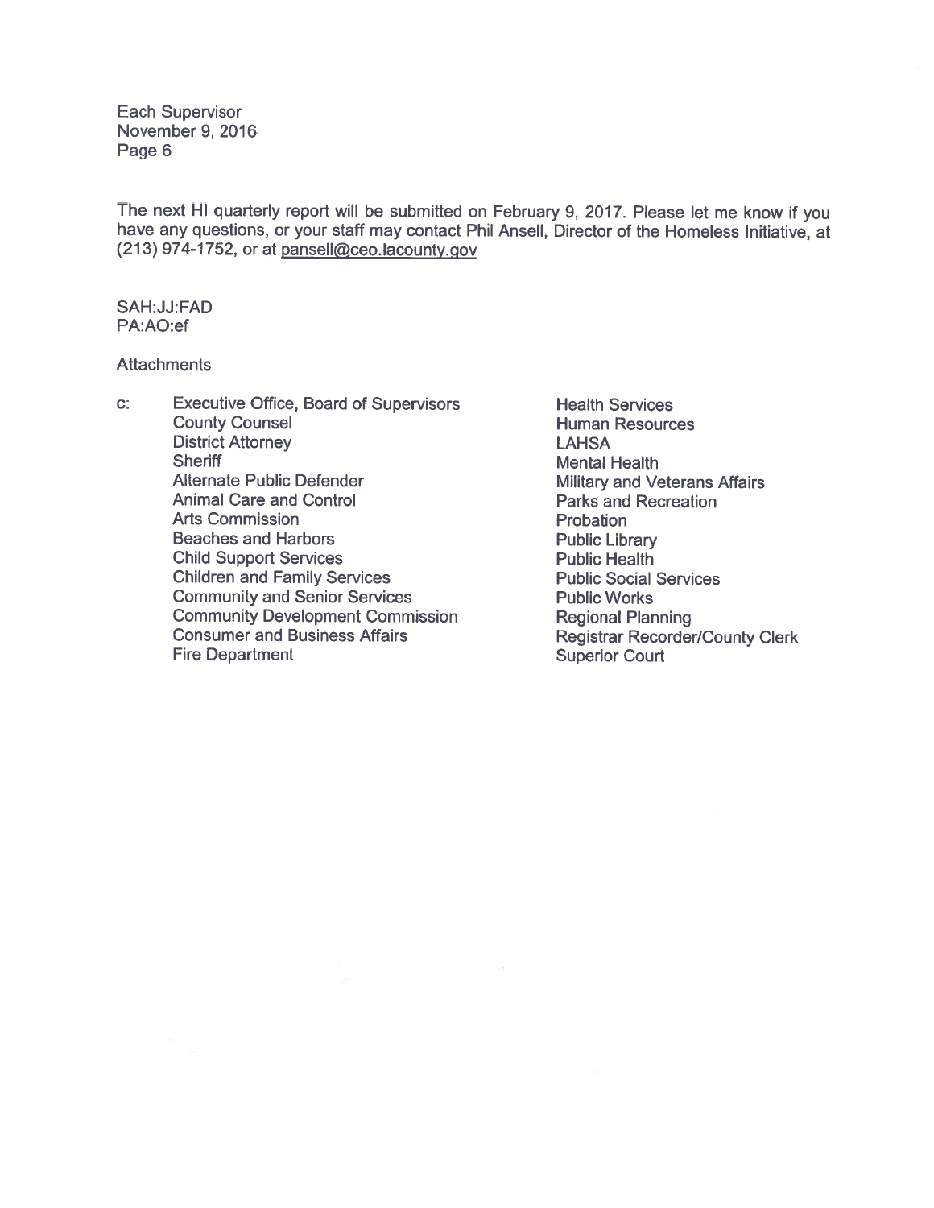Each Supervisor
November 9, 2016

The next HI quarterly report will be submitted on February 9, 2017. Please let me know if you have any questions, or your staff may contact Phil Ansell, Director of the Homeless Initiative, at (213) 974-1752, or at pansell@ceo.lacounty.gov

SAH:JJ:FAD
PA:AO:ef

Attachments

c: Executive Office, Board of Supervisors
County Counsel
District Attorney
Sheriff
Alternate Public Defender
Animal Care and Control
Arts Commission
Beaches and Harbors
Child Support Services
Children and Family Services
Community and Senior Services
Community Development Commission
Consumer and Business Affairs
Fire Department
Health Services
Human Resources
LAHSA
Mental Health
Military and Veterans Affairs
Parks and Recreation
Probation
Public Library
Public Health
Public Social Services
Public Works
Regional Planning
Registrar Recorder/County Clerk
Superior Court